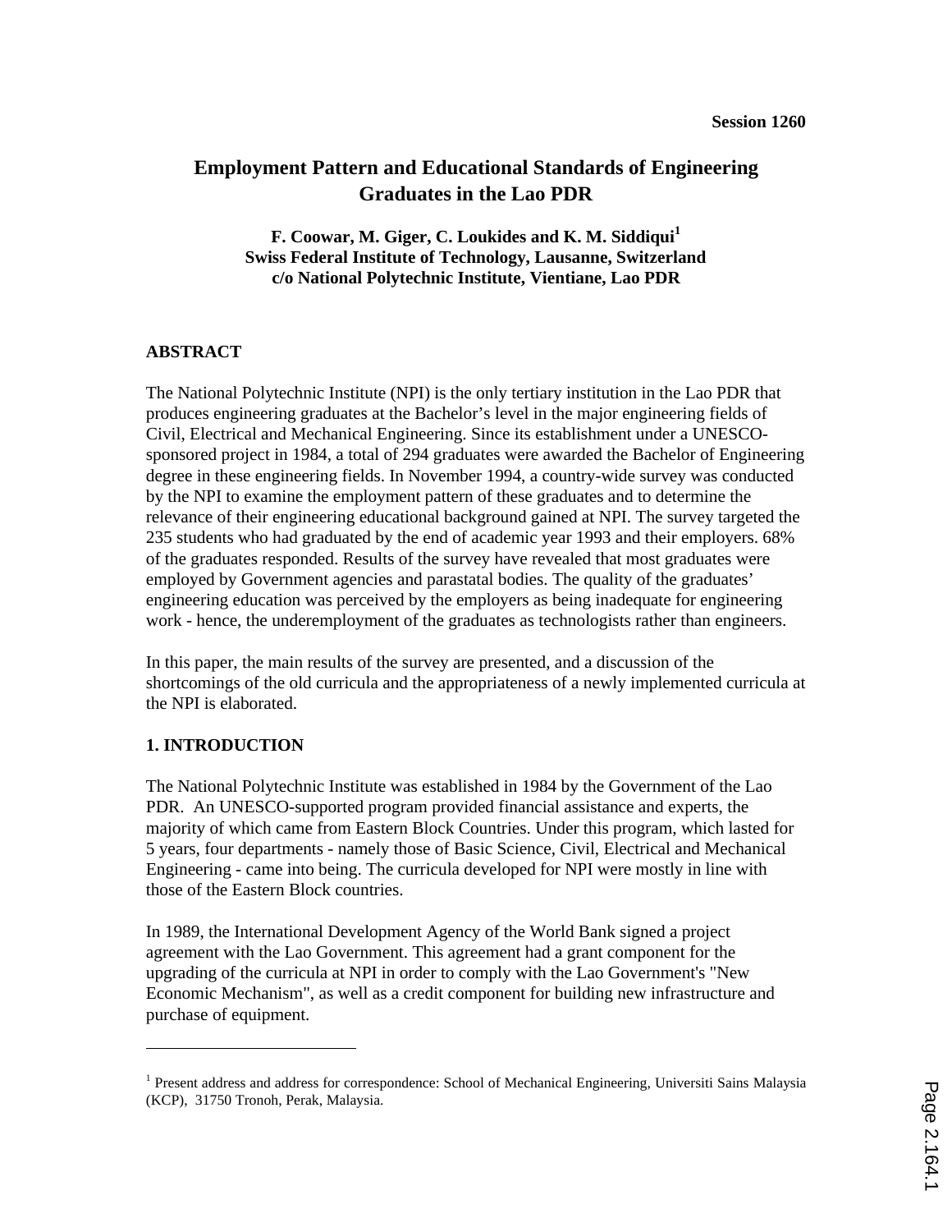Session 1260

# Employment Pattern and Educational Standards of Engineering Graduates in the Lao PDR

**F. Coowar, M. Giger, C. Loukides and K. M. Siddiqui[1]**
**Swiss Federal Institute of Technology, Lausanne, Switzerland**
**c/o National Polytechnic Institute, Vientiane, Lao PDR**

## ABSTRACT

The National Polytechnic Institute (NPI) is the only tertiary institution in the Lao PDR that produces engineering graduates at the Bachelor's level in the major engineering fields of Civil, Electrical and Mechanical Engineering. Since its establishment under a UNESCO-sponsored project in 1984, a total of 294 graduates were awarded the Bachelor of Engineering degree in these engineering fields. In November 1994, a country-wide survey was conducted by the NPI to examine the employment pattern of these graduates and to determine the relevance of their engineering educational background gained at NPI. The survey targeted the 235 students who had graduated by the end of academic year 1993 and their employers. 68% of the graduates responded. Results of the survey have revealed that most graduates were employed by Government agencies and parastatal bodies. The quality of the graduates' engineering education was perceived by the employers as being inadequate for engineering work - hence, the underemployment of the graduates as technologists rather than engineers.

In this paper, the main results of the survey are presented, and a discussion of the shortcomings of the old curricula and the appropriateness of a newly implemented curricula at the NPI is elaborated.

## 1. INTRODUCTION

The National Polytechnic Institute was established in 1984 by the Government of the Lao PDR. An UNESCO-supported program provided financial assistance and experts, the majority of which came from Eastern Block Countries. Under this program, which lasted for 5 years, four departments - namely those of Basic Science, Civil, Electrical and Mechanical Engineering - came into being. The curricula developed for NPI were mostly in line with those of the Eastern Block countries.

In 1989, the International Development Agency of the World Bank signed a project agreement with the Lao Government. This agreement had a grant component for the upgrading of the curricula at NPI in order to comply with the Lao Government's "New Economic Mechanism", as well as a credit component for building new infrastructure and purchase of equipment.

---

[1] Present address and address for correspondence: School of Mechanical Engineering, Universiti Sains Malaysia (KCP), 31750 Tronoh, Perak, Malaysia.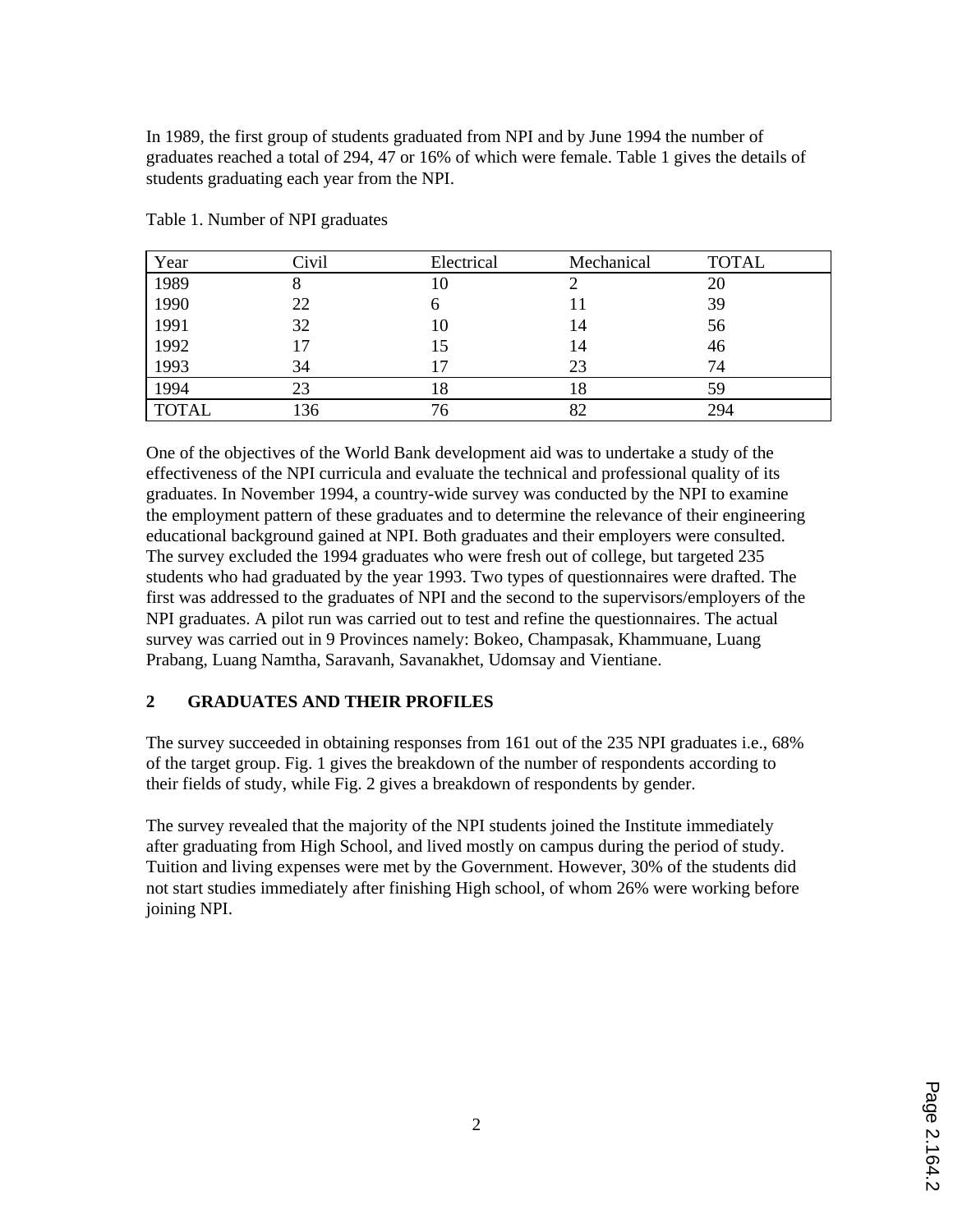In 1989, the first group of students graduated from NPI and by June 1994 the number of graduates reached a total of 294, 47 or 16% of which were female. Table 1 gives the details of students graduating each year from the NPI.

Table 1. Number of NPI graduates

| Year | Civil | Electrical | Mechanical | TOTAL |
|---|---|---|---|---|
| 1989 | 8 | 10 | 2 | 20 |
| 1990 | 22 | 6 | 11 | 39 |
| 1991 | 32 | 10 | 14 | 56 |
| 1992 | 17 | 15 | 14 | 46 |
| 1993 | 34 | 17 | 23 | 74 |
| 1994 | 23 | 18 | 18 | 59 |
| TOTAL | 136 | 76 | 82 | 294 |

One of the objectives of the World Bank development aid was to undertake a study of the effectiveness of the NPI curricula and evaluate the technical and professional quality of its graduates. In November 1994, a country-wide survey was conducted by the NPI to examine the employment pattern of these graduates and to determine the relevance of their engineering educational background gained at NPI. Both graduates and their employers were consulted. The survey excluded the 1994 graduates who were fresh out of college, but targeted 235 students who had graduated by the year 1993. Two types of questionnaires were drafted. The first was addressed to the graduates of NPI and the second to the supervisors/employers of the NPI graduates. A pilot run was carried out to test and refine the questionnaires. The actual survey was carried out in 9 Provinces namely: Bokeo, Champasak, Khammuane, Luang Prabang, Luang Namtha, Saravanh, Savanakhet, Udomsay and Vientiane.

## 2 GRADUATES AND THEIR PROFILES

The survey succeeded in obtaining responses from 161 out of the 235 NPI graduates i.e., 68% of the target group. Fig. 1 gives the breakdown of the number of respondents according to their fields of study, while Fig. 2 gives a breakdown of respondents by gender.

The survey revealed that the majority of the NPI students joined the Institute immediately after graduating from High School, and lived mostly on campus during the period of study. Tuition and living expenses were met by the Government. However, 30% of the students did not start studies immediately after finishing High school, of whom 26% were working before joining NPI.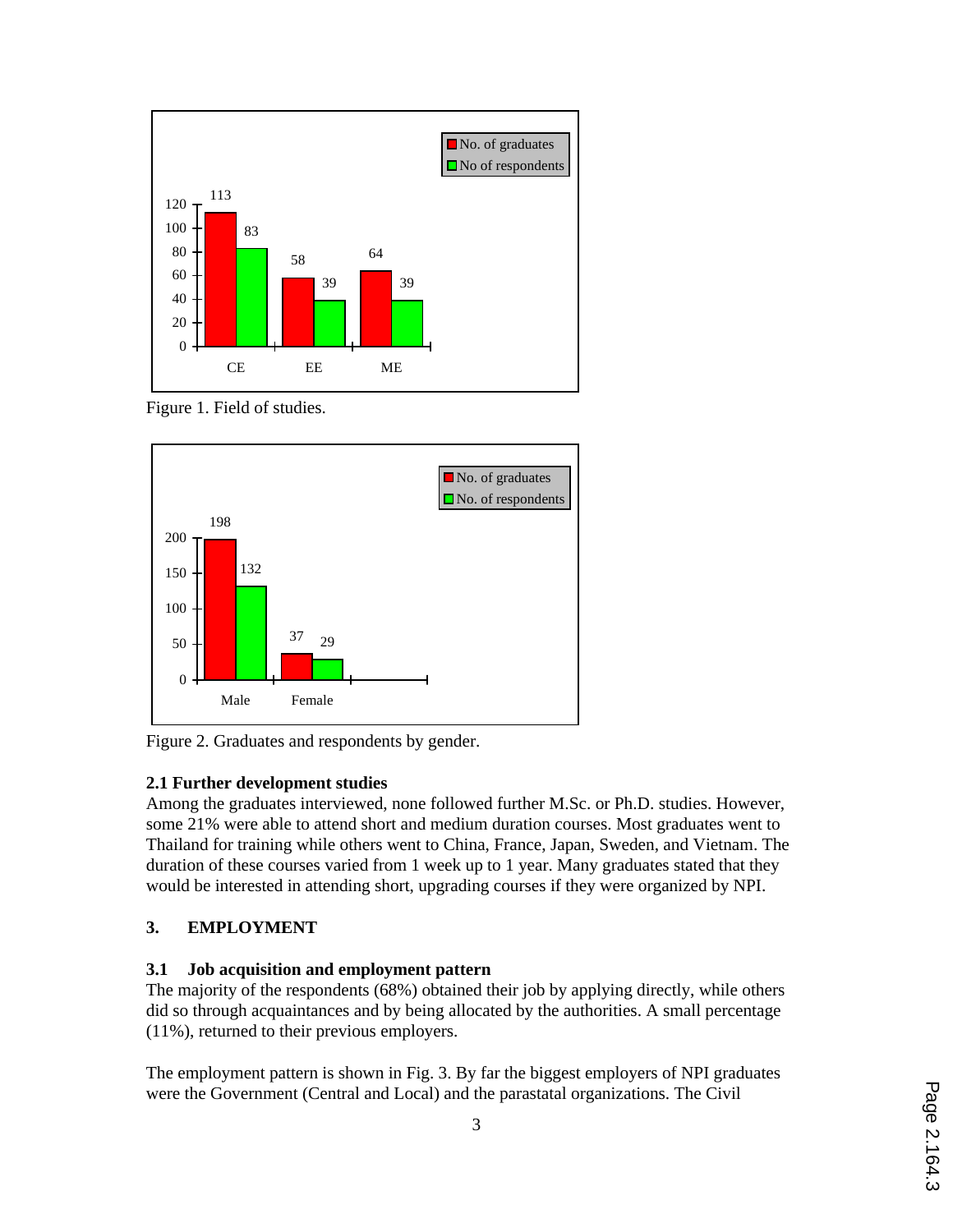Figure 1. Field of studies.

Figure 2. Graduates and respondents by gender.

### 2.1 Further development studies

Among the graduates interviewed, none followed further M.Sc. or Ph.D. studies. However, some 21% were able to attend short and medium duration courses. Most graduates went to Thailand for training while others went to China, France, Japan, Sweden, and Vietnam. The duration of these courses varied from 1 week up to 1 year. Many graduates stated that they would be interested in attending short, upgrading courses if they were organized by NPI.

## 3. EMPLOYMENT

### 3.1 Job acquisition and employment pattern

The majority of the respondents (68%) obtained their job by applying directly, while others did so through acquaintances and by being allocated by the authorities. A small percentage (11%), returned to their previous employers.

The employment pattern is shown in Fig. 3. By far the biggest employers of NPI graduates were the Government (Central and Local) and the parastatal organizations. The Civil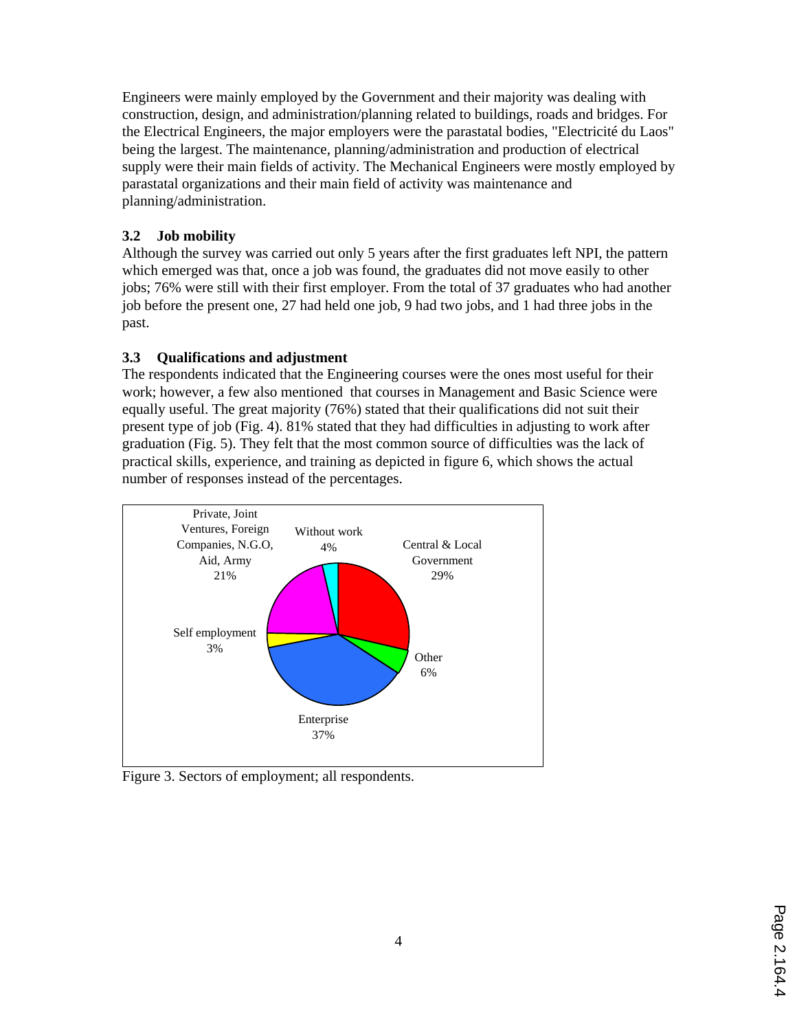Engineers were mainly employed by the Government and their majority was dealing with construction, design, and administration/planning related to buildings, roads and bridges. For the Electrical Engineers, the major employers were the parastatal bodies, "Electricité du Laos" being the largest. The maintenance, planning/administration and production of electrical supply were their main fields of activity. The Mechanical Engineers were mostly employed by parastatal organizations and their main field of activity was maintenance and planning/administration.

### 3.2 Job mobility

Although the survey was carried out only 5 years after the first graduates left NPI, the pattern which emerged was that, once a job was found, the graduates did not move easily to other jobs; 76% were still with their first employer. From the total of 37 graduates who had another job before the present one, 27 had held one job, 9 had two jobs, and 1 had three jobs in the past.

### 3.3 Qualifications and adjustment

The respondents indicated that the Engineering courses were the ones most useful for their work; however, a few also mentioned that courses in Management and Basic Science were equally useful. The great majority (76%) stated that their qualifications did not suit their present type of job (Fig. 4). 81% stated that they had difficulties in adjusting to work after graduation (Fig. 5). They felt that the most common source of difficulties was the lack of practical skills, experience, and training as depicted in figure 6, which shows the actual number of responses instead of the percentages.

Figure 3. Sectors of employment; all respondents.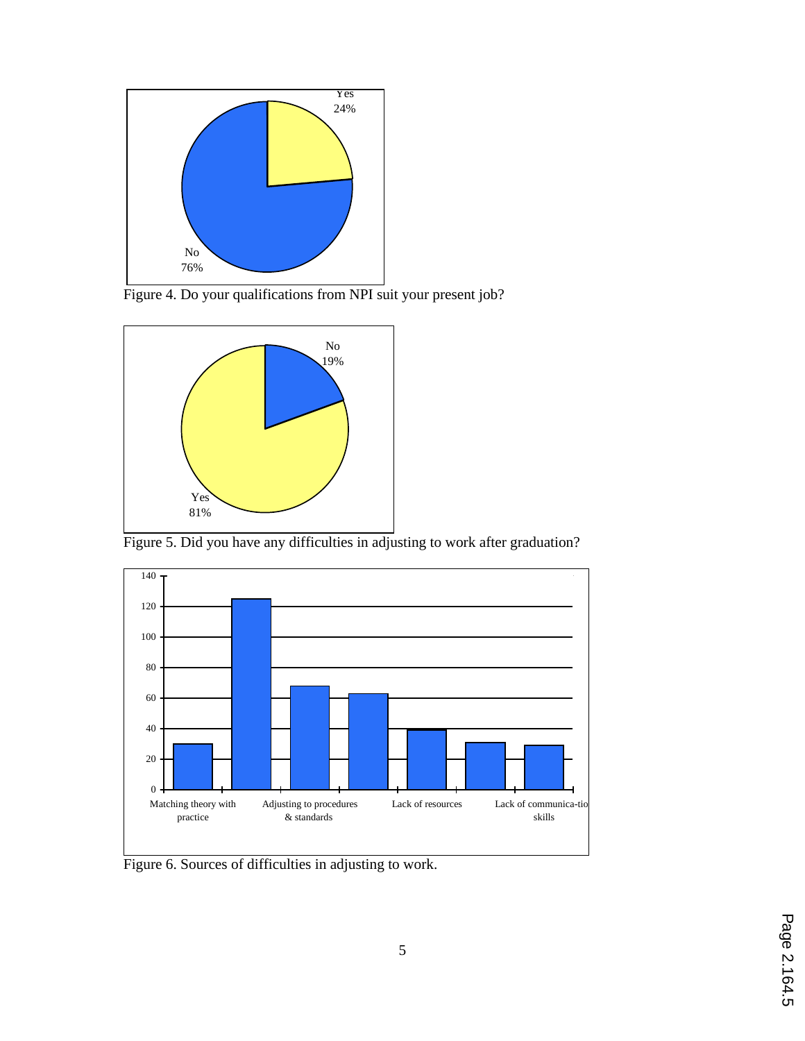Figure 4. Do your qualifications from NPI suit your present job?

Figure 5. Did you have any difficulties in adjusting to work after graduation?

Figure 6. Sources of difficulties in adjusting to work.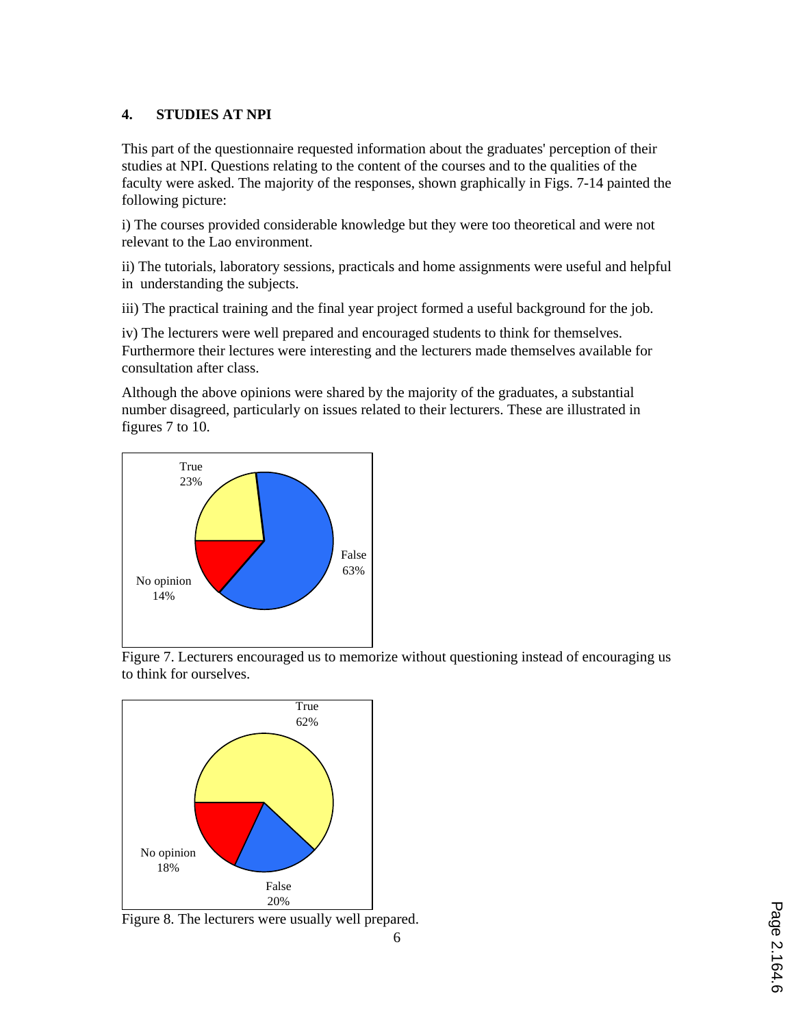## 4. STUDIES AT NPI

This part of the questionnaire requested information about the graduates' perception of their studies at NPI. Questions relating to the content of the courses and to the qualities of the faculty were asked. The majority of the responses, shown graphically in Figs. 7-14 painted the following picture:

i) The courses provided considerable knowledge but they were too theoretical and were not relevant to the Lao environment.

ii) The tutorials, laboratory sessions, practicals and home assignments were useful and helpful in understanding the subjects.

iii) The practical training and the final year project formed a useful background for the job.

iv) The lecturers were well prepared and encouraged students to think for themselves. Furthermore their lectures were interesting and the lecturers made themselves available for consultation after class.

Although the above opinions were shared by the majority of the graduates, a substantial number disagreed, particularly on issues related to their lecturers. These are illustrated in figures 7 to 10.

True 23%

False 63%

No opinion 14%

Figure 7. Lecturers encouraged us to memorize without questioning instead of encouraging us to think for ourselves.

True 62%

No opinion 18%

False 20%

Figure 8. The lecturers were usually well prepared.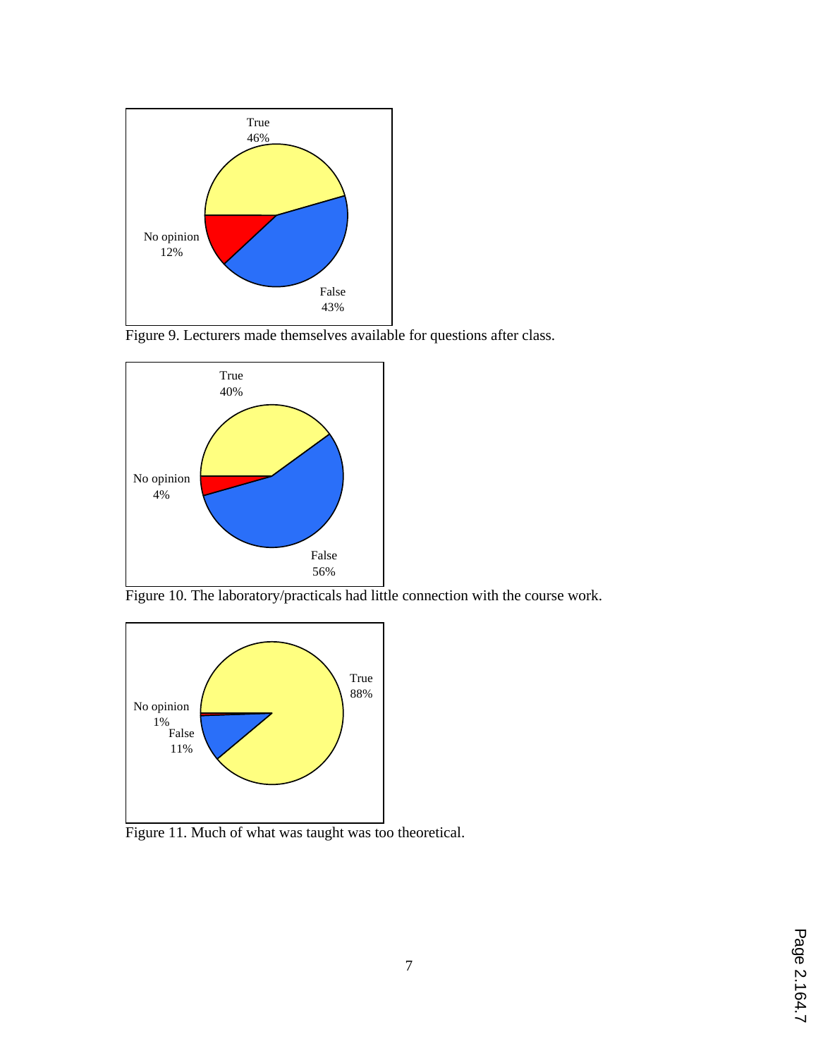True
46%

No opinion
12%

False
43%

Figure 9. Lecturers made themselves available for questions after class.

True
40%

No opinion
4%

False
56%

Figure 10. The laboratory/practicals had little connection with the course work.

True
88%

No opinion
1%

False
11%

Figure 11. Much of what was taught was too theoretical.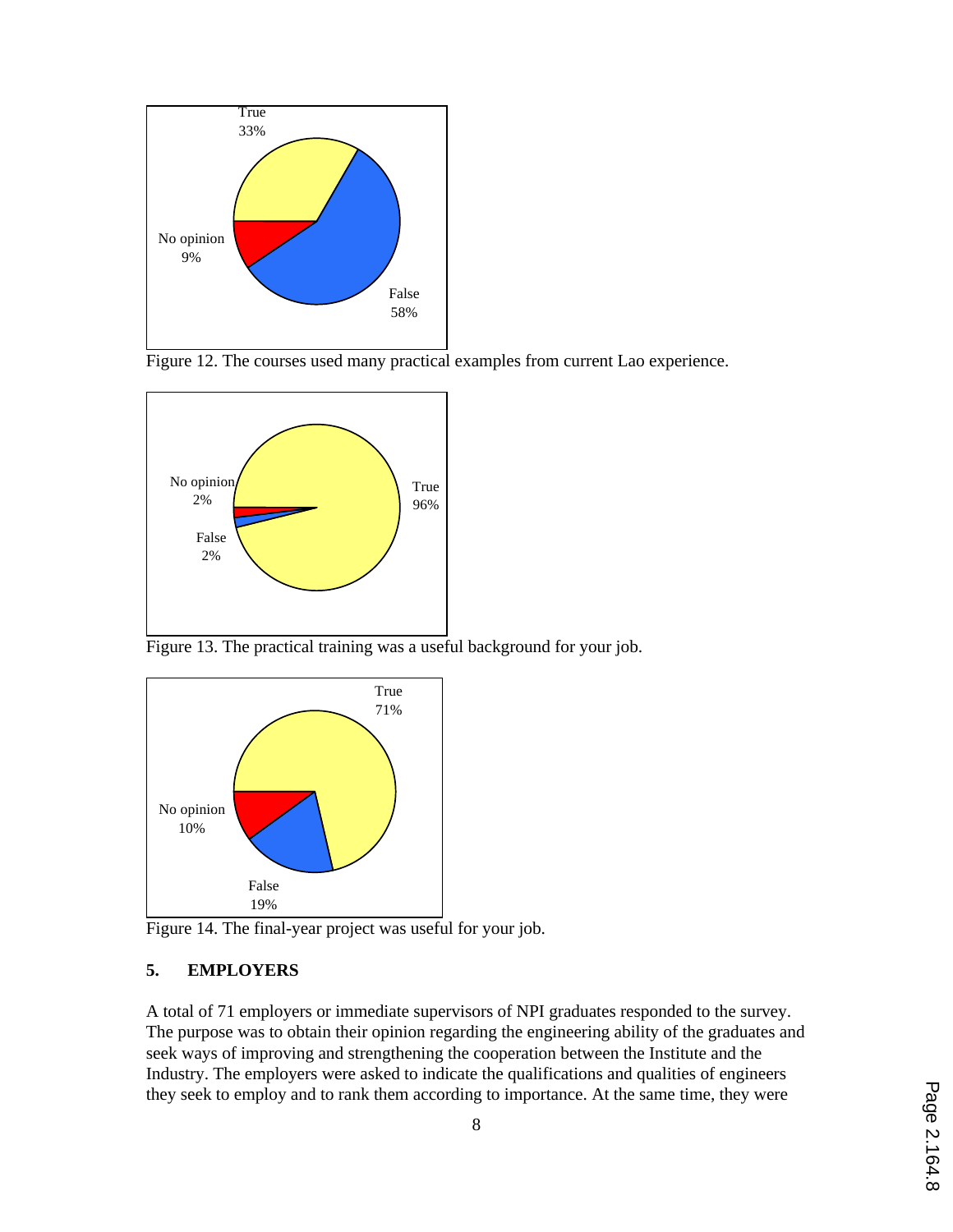Figure 12. The courses used many practical examples from current Lao experience.

Figure 13. The practical training was a useful background for your job.

Figure 14. The final-year project was useful for your job.

## 5. EMPLOYERS

A total of 71 employers or immediate supervisors of NPI graduates responded to the survey. The purpose was to obtain their opinion regarding the engineering ability of the graduates and seek ways of improving and strengthening the cooperation between the Institute and the Industry. The employers were asked to indicate the qualifications and qualities of engineers they seek to employ and to rank them according to importance. At the same time, they were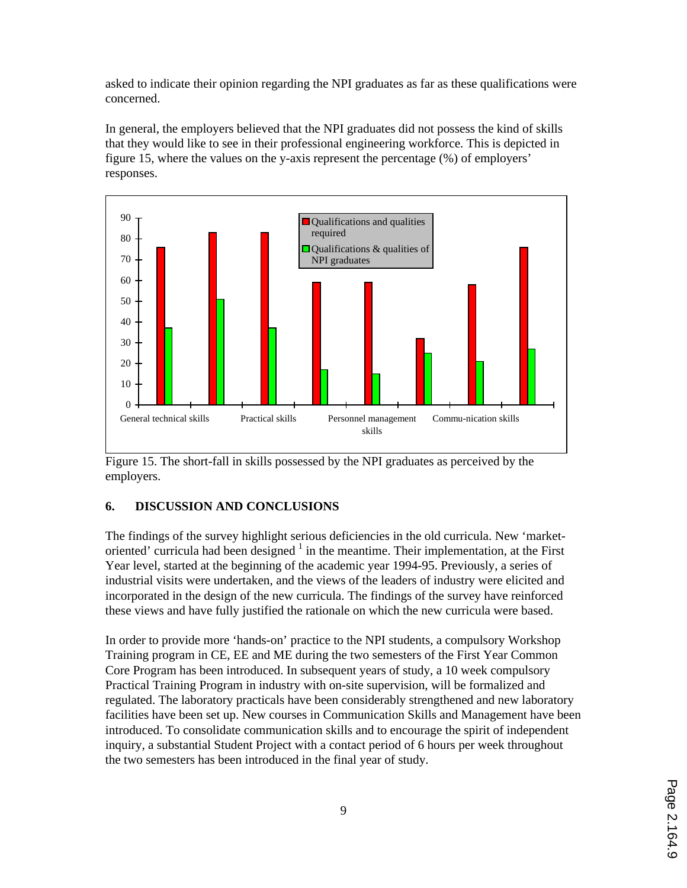asked to indicate their opinion regarding the NPI graduates as far as these qualifications were concerned.

In general, the employers believed that the NPI graduates did not possess the kind of skills that they would like to see in their professional engineering workforce. This is depicted in figure 15, where the values on the y-axis represent the percentage (%) of employers' responses.

Figure 15. The short-fall in skills possessed by the NPI graduates as perceived by the employers.

## 6. DISCUSSION AND CONCLUSIONS

The findings of the survey highlight serious deficiencies in the old curricula. New 'market-oriented' curricula had been designed [1] in the meantime. Their implementation, at the First Year level, started at the beginning of the academic year 1994-95. Previously, a series of industrial visits were undertaken, and the views of the leaders of industry were elicited and incorporated in the design of the new curricula. The findings of the survey have reinforced these views and have fully justified the rationale on which the new curricula were based.

In order to provide more 'hands-on' practice to the NPI students, a compulsory Workshop Training program in CE, EE and ME during the two semesters of the First Year Common Core Program has been introduced. In subsequent years of study, a 10 week compulsory Practical Training Program in industry with on-site supervision, will be formalized and regulated. The laboratory practicals have been considerably strengthened and new laboratory facilities have been set up. New courses in Communication Skills and Management have been introduced. To consolidate communication skills and to encourage the spirit of independent inquiry, a substantial Student Project with a contact period of 6 hours per week throughout the two semesters has been introduced in the final year of study.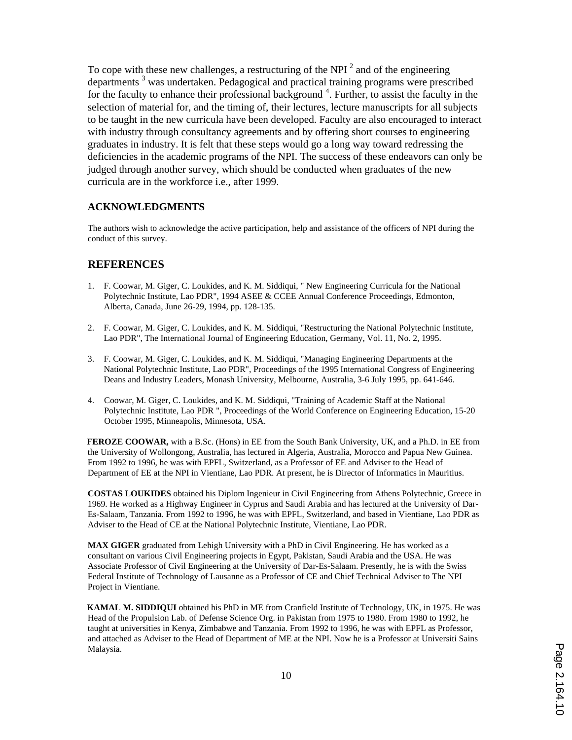To cope with these new challenges, a restructuring of the NPI [2] and of the engineering departments [3] was undertaken. Pedagogical and practical training programs were prescribed for the faculty to enhance their professional background [4]. Further, to assist the faculty in the selection of material for, and the timing of, their lectures, lecture manuscripts for all subjects to be taught in the new curricula have been developed. Faculty are also encouraged to interact with industry through consultancy agreements and by offering short courses to engineering graduates in industry. It is felt that these steps would go a long way toward redressing the deficiencies in the academic programs of the NPI. The success of these endeavors can only be judged through another survey, which should be conducted when graduates of the new curricula are in the workforce i.e., after 1999.

### ACKNOWLEDGMENTS

The authors wish to acknowledge the active participation, help and assistance of the officers of NPI during the conduct of this survey.

## REFERENCES

1. F. Coowar, M. Giger, C. Loukides, and K. M. Siddiqui, " New Engineering Curricula for the National Polytechnic Institute, Lao PDR", 1994 ASEE & CCEE Annual Conference Proceedings, Edmonton, Alberta, Canada, June 26-29, 1994, pp. 128-135.

2. F. Coowar, M. Giger, C. Loukides, and K. M. Siddiqui, "Restructuring the National Polytechnic Institute, Lao PDR", The International Journal of Engineering Education, Germany, Vol. 11, No. 2, 1995.

3. F. Coowar, M. Giger, C. Loukides, and K. M. Siddiqui, "Managing Engineering Departments at the National Polytechnic Institute, Lao PDR", Proceedings of the 1995 International Congress of Engineering Deans and Industry Leaders, Monash University, Melbourne, Australia, 3-6 July 1995, pp. 641-646.

4. Coowar, M. Giger, C. Loukides, and K. M. Siddiqui, "Training of Academic Staff at the National Polytechnic Institute, Lao PDR ", Proceedings of the World Conference on Engineering Education, 15-20 October 1995, Minneapolis, Minnesota, USA.

**FEROZE COOWAR,** with a B.Sc. (Hons) in EE from the South Bank University, UK, and a Ph.D. in EE from the University of Wollongong, Australia, has lectured in Algeria, Australia, Morocco and Papua New Guinea. From 1992 to 1996, he was with EPFL, Switzerland, as a Professor of EE and Adviser to the Head of Department of EE at the NPI in Vientiane, Lao PDR. At present, he is Director of Informatics in Mauritius.

**COSTAS LOUKIDES** obtained his Diplom Ingenieur in Civil Engineering from Athens Polytechnic, Greece in 1969. He worked as a Highway Engineer in Cyprus and Saudi Arabia and has lectured at the University of Dar-Es-Salaam, Tanzania. From 1992 to 1996, he was with EPFL, Switzerland, and based in Vientiane, Lao PDR as Adviser to the Head of CE at the National Polytechnic Institute, Vientiane, Lao PDR.

**MAX GIGER** graduated from Lehigh University with a PhD in Civil Engineering. He has worked as a consultant on various Civil Engineering projects in Egypt, Pakistan, Saudi Arabia and the USA. He was Associate Professor of Civil Engineering at the University of Dar-Es-Salaam. Presently, he is with the Swiss Federal Institute of Technology of Lausanne as a Professor of CE and Chief Technical Adviser to The NPI Project in Vientiane.

**KAMAL M. SIDDIQUI** obtained his PhD in ME from Cranfield Institute of Technology, UK, in 1975. He was Head of the Propulsion Lab. of Defense Science Org. in Pakistan from 1975 to 1980. From 1980 to 1992, he taught at universities in Kenya, Zimbabwe and Tanzania. From 1992 to 1996, he was with EPFL as Professor, and attached as Adviser to the Head of Department of ME at the NPI. Now he is a Professor at Universiti Sains Malaysia.